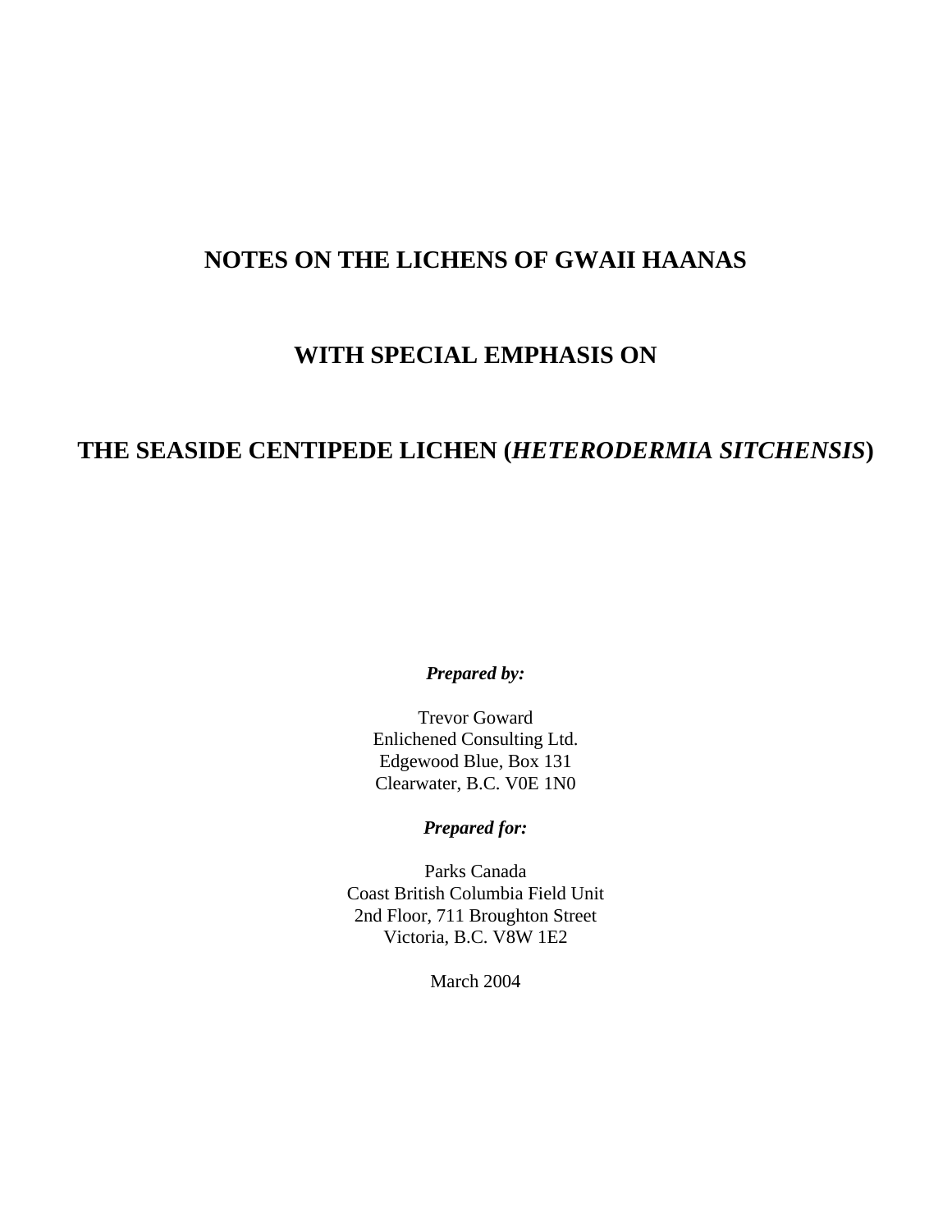# NOTES ON THE LICHENS OF GWAII HAANAS

# WITH SPECIAL EMPHASIS ON

# THE SEASIDE CENTIPEDE LICHEN (*HETERODERMIA SITCHENSIS*)

***Prepared by:***

Trevor Goward
Enlichened Consulting Ltd.
Edgewood Blue, Box 131
Clearwater, B.C. V0E 1N0

***Prepared for:***

Parks Canada
Coast British Columbia Field Unit
2nd Floor, 711 Broughton Street
Victoria, B.C. V8W 1E2

March 2004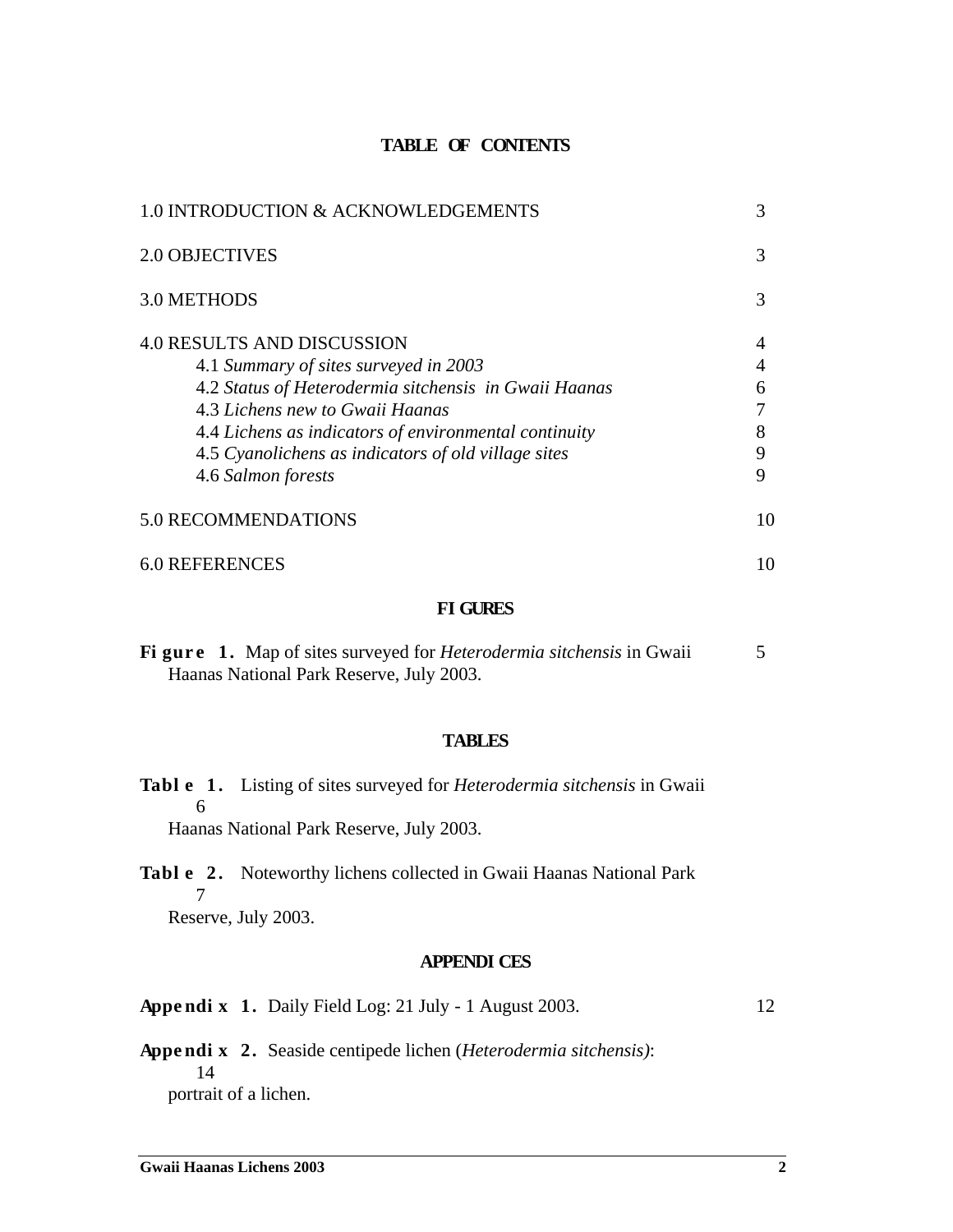# TABLE OF CONTENTS

| | |
|---|---|
| 1.0 INTRODUCTION & ACKNOWLEDGEMENTS | 3 |
| 2.0 OBJECTIVES | 3 |
| 3.0 METHODS | 3 |
| 4.0 RESULTS AND DISCUSSION | 4 |
| 4.1 *Summary of sites surveyed in 2003* | 4 |
| 4.2 *Status of Heterodermia sitchensis in Gwaii Haanas* | 6 |
| 4.3 *Lichens new to Gwaii Haanas* | 7 |
| 4.4 *Lichens as indicators of environmental continuity* | 8 |
| 4.5 *Cyanolichens as indicators of old village sites* | 9 |
| 4.6 *Salmon forests* | 9 |
| 5.0 RECOMMENDATIONS | 10 |
| 6.0 REFERENCES | 10 |

## FIGURES

**Figure 1.** Map of sites surveyed for *Heterodermia sitchensis* in Gwaii Haanas National Park Reserve, July 2003. — 5

## TABLES

**Table 1.** Listing of sites surveyed for *Heterodermia sitchensis* in Gwaii Haanas National Park Reserve, July 2003. — 6

**Table 2.** Noteworthy lichens collected in Gwaii Haanas National Park Reserve, July 2003. — 7

## APPENDICES

**Appendix 1.** Daily Field Log: 21 July - 1 August 2003. — 12

**Appendix 2.** Seaside centipede lichen (*Heterodermia sitchensis)*: portrait of a lichen. — 14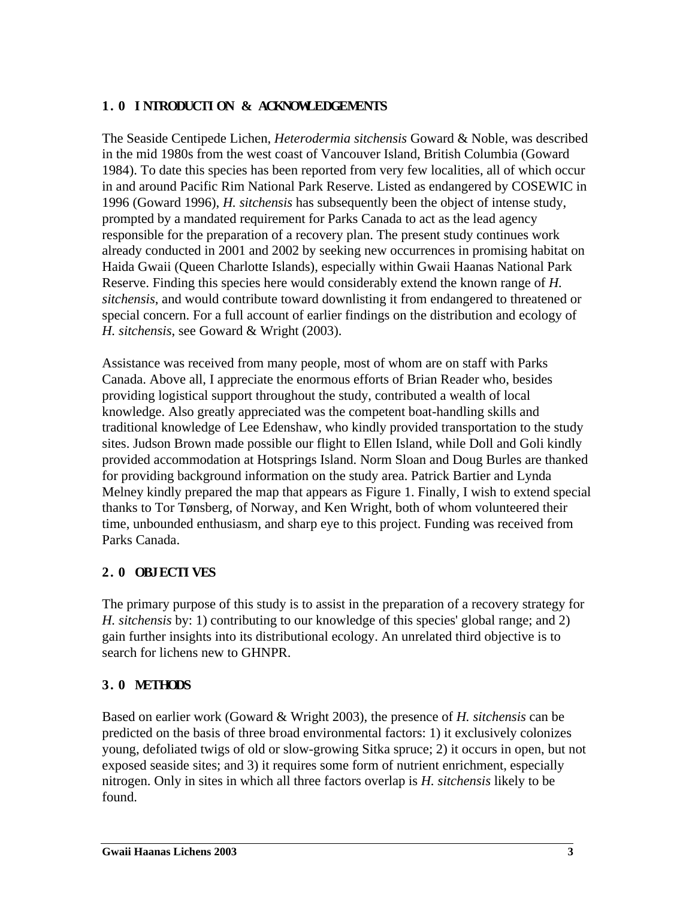## 1.0 INTRODUCTION & ACKNOWLEDGEMENTS

The Seaside Centipede Lichen, *Heterodermia sitchensis* Goward & Noble, was described in the mid 1980s from the west coast of Vancouver Island, British Columbia (Goward 1984). To date this species has been reported from very few localities, all of which occur in and around Pacific Rim National Park Reserve. Listed as endangered by COSEWIC in 1996 (Goward 1996), *H. sitchensis* has subsequently been the object of intense study, prompted by a mandated requirement for Parks Canada to act as the lead agency responsible for the preparation of a recovery plan. The present study continues work already conducted in 2001 and 2002 by seeking new occurrences in promising habitat on Haida Gwaii (Queen Charlotte Islands), especially within Gwaii Haanas National Park Reserve. Finding this species here would considerably extend the known range of *H. sitchensis*, and would contribute toward downlisting it from endangered to threatened or special concern. For a full account of earlier findings on the distribution and ecology of *H. sitchensis*, see Goward & Wright (2003).

Assistance was received from many people, most of whom are on staff with Parks Canada. Above all, I appreciate the enormous efforts of Brian Reader who, besides providing logistical support throughout the study, contributed a wealth of local knowledge. Also greatly appreciated was the competent boat-handling skills and traditional knowledge of Lee Edenshaw, who kindly provided transportation to the study sites. Judson Brown made possible our flight to Ellen Island, while Doll and Goli kindly provided accommodation at Hotsprings Island. Norm Sloan and Doug Burles are thanked for providing background information on the study area. Patrick Bartier and Lynda Melney kindly prepared the map that appears as Figure 1. Finally, I wish to extend special thanks to Tor Tønsberg, of Norway, and Ken Wright, both of whom volunteered their time, unbounded enthusiasm, and sharp eye to this project. Funding was received from Parks Canada.

## 2.0 OBJECTIVES

The primary purpose of this study is to assist in the preparation of a recovery strategy for *H. sitchensis* by: 1) contributing to our knowledge of this species' global range; and 2) gain further insights into its distributional ecology. An unrelated third objective is to search for lichens new to GHNPR.

## 3.0 METHODS

Based on earlier work (Goward & Wright 2003), the presence of *H. sitchensis* can be predicted on the basis of three broad environmental factors: 1) it exclusively colonizes young, defoliated twigs of old or slow-growing Sitka spruce; 2) it occurs in open, but not exposed seaside sites; and 3) it requires some form of nutrient enrichment, especially nitrogen. Only in sites in which all three factors overlap is *H. sitchensis* likely to be found.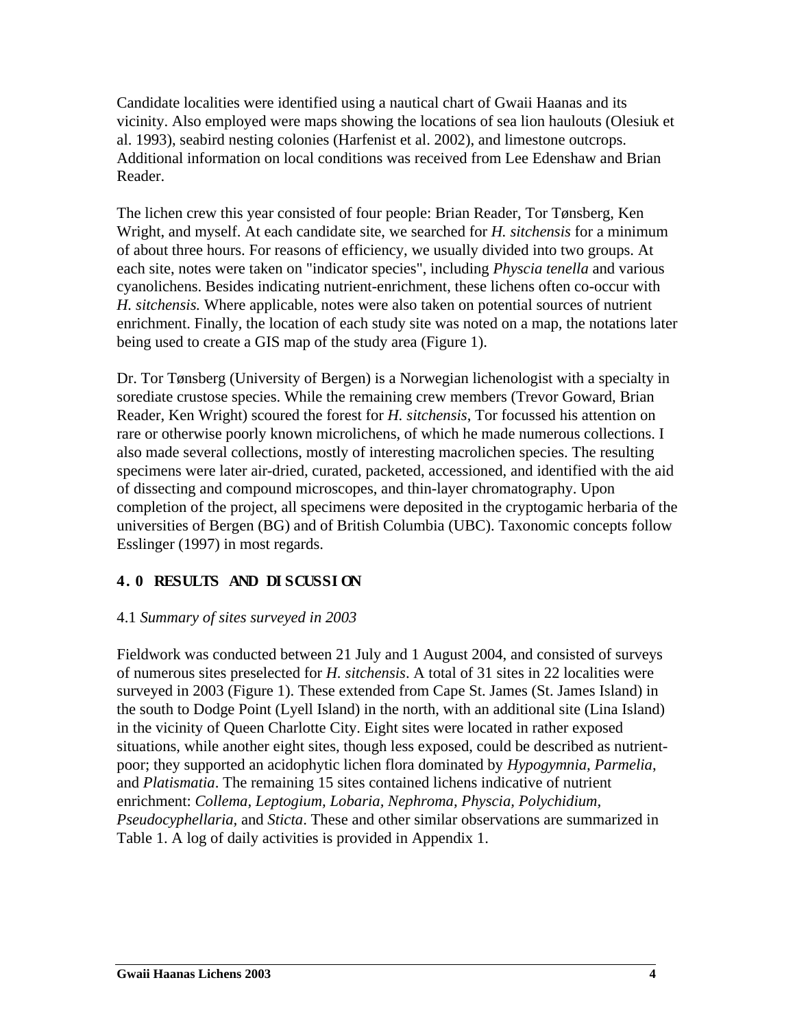Candidate localities were identified using a nautical chart of Gwaii Haanas and its vicinity. Also employed were maps showing the locations of sea lion haulouts (Olesiuk et al. 1993), seabird nesting colonies (Harfenist et al. 2002), and limestone outcrops. Additional information on local conditions was received from Lee Edenshaw and Brian Reader.

The lichen crew this year consisted of four people: Brian Reader, Tor Tønsberg, Ken Wright, and myself. At each candidate site, we searched for *H. sitchensis* for a minimum of about three hours. For reasons of efficiency, we usually divided into two groups. At each site, notes were taken on "indicator species", including *Physcia tenella* and various cyanolichens. Besides indicating nutrient-enrichment, these lichens often co-occur with *H. sitchensis.* Where applicable, notes were also taken on potential sources of nutrient enrichment. Finally, the location of each study site was noted on a map, the notations later being used to create a GIS map of the study area (Figure 1).

Dr. Tor Tønsberg (University of Bergen) is a Norwegian lichenologist with a specialty in sorediate crustose species. While the remaining crew members (Trevor Goward, Brian Reader, Ken Wright) scoured the forest for *H. sitchensis*, Tor focussed his attention on rare or otherwise poorly known microlichens, of which he made numerous collections. I also made several collections, mostly of interesting macrolichen species. The resulting specimens were later air-dried, curated, packeted, accessioned, and identified with the aid of dissecting and compound microscopes, and thin-layer chromatography. Upon completion of the project, all specimens were deposited in the cryptogamic herbaria of the universities of Bergen (BG) and of British Columbia (UBC). Taxonomic concepts follow Esslinger (1997) in most regards.

## 4.0 RESULTS AND DISCUSSION

### 4.1 *Summary of sites surveyed in 2003*

Fieldwork was conducted between 21 July and 1 August 2004, and consisted of surveys of numerous sites preselected for *H. sitchensis*. A total of 31 sites in 22 localities were surveyed in 2003 (Figure 1). These extended from Cape St. James (St. James Island) in the south to Dodge Point (Lyell Island) in the north, with an additional site (Lina Island) in the vicinity of Queen Charlotte City. Eight sites were located in rather exposed situations, while another eight sites, though less exposed, could be described as nutrient-poor; they supported an acidophytic lichen flora dominated by *Hypogymnia*, *Parmelia*, and *Platismatia*. The remaining 15 sites contained lichens indicative of nutrient enrichment: *Collema, Leptogium, Lobaria, Nephroma, Physcia, Polychidium, Pseudocyphellaria,* and *Sticta*. These and other similar observations are summarized in Table 1. A log of daily activities is provided in Appendix 1.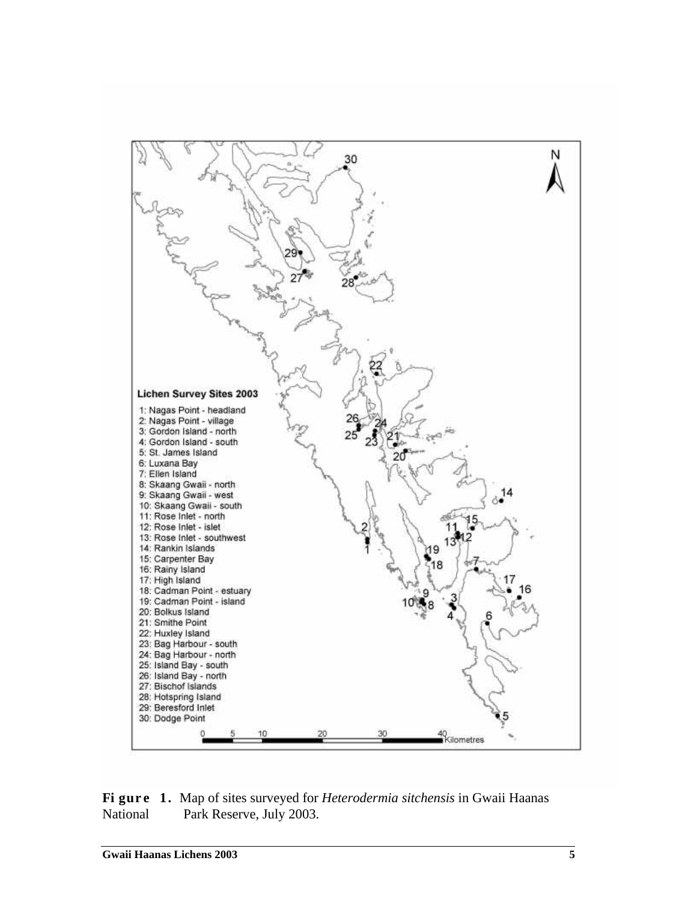**Lichen Survey Sites 2003**

1: Nagas Point - headland
2: Nagas Point - village
3: Gordon Island - north
4: Gordon Island - south
5: St. James Island
6: Luxana Bay
7: Ellen Island
8: Skaang Gwaii - north
9: Skaang Gwaii - west
10: Skaang Gwaii - south
11: Rose Inlet - north
12: Rose Inlet - islet
13: Rose Inlet - southwest
14: Rankin Islands
15: Carpenter Bay
16: Rainy Island
17: High Island
18: Cadman Point - estuary
19: Cadman Point - island
20: Bolkus Island
21: Smithe Point
22: Huxley Island
23: Bag Harbour - south
24: Bag Harbour - north
25: Island Bay - south
26: Island Bay - north
27: Bischof Islands
28: Hotspring Island
29: Beresford Inlet
30: Dodge Point

0 5 10 20 30 40 Kilometres

**Figure 1.** Map of sites surveyed for *Heterodermia sitchensis* in Gwaii Haanas National Park Reserve, July 2003.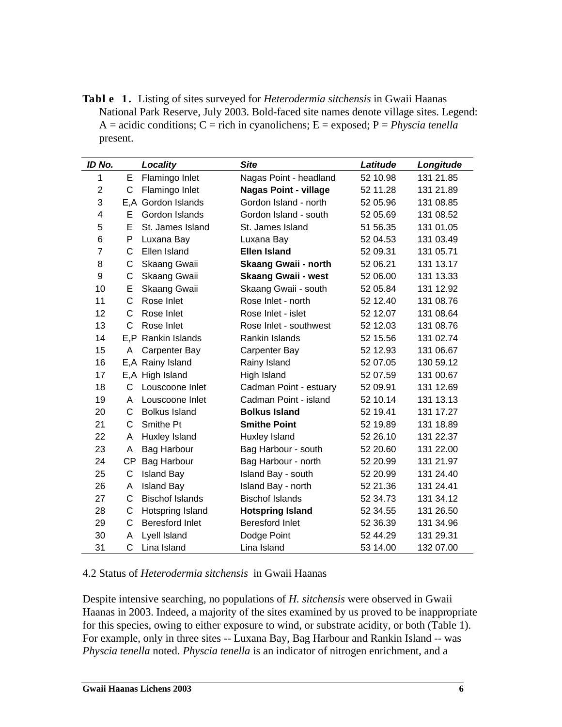**Table 1.** Listing of sites surveyed for *Heterodermia sitchensis* in Gwaii Haanas National Park Reserve, July 2003. Bold-faced site names denote village sites. Legend: A = acidic conditions; C = rich in cyanolichens; E = exposed; P = *Physcia tenella* present.

| ID No. | | Locality | Site | Latitude | Longitude |
|---|---|---|---|---|---|
| 1 | E | Flamingo Inlet | Nagas Point - headland | 52 10.98 | 131 21.85 |
| 2 | C | Flamingo Inlet | **Nagas Point - village** | 52 11.28 | 131 21.89 |
| 3 | E,A | Gordon Islands | Gordon Island - north | 52 05.96 | 131 08.85 |
| 4 | E | Gordon Islands | Gordon Island - south | 52 05.69 | 131 08.52 |
| 5 | E | St. James Island | St. James Island | 51 56.35 | 131 01.05 |
| 6 | P | Luxana Bay | Luxana Bay | 52 04.53 | 131 03.49 |
| 7 | C | Ellen Island | **Ellen Island** | 52 09.31 | 131 05.71 |
| 8 | C | Skaang Gwaii | **Skaang Gwaii - north** | 52 06.21 | 131 13.17 |
| 9 | C | Skaang Gwaii | **Skaang Gwaii - west** | 52 06.00 | 131 13.33 |
| 10 | E | Skaang Gwaii | Skaang Gwaii - south | 52 05.84 | 131 12.92 |
| 11 | C | Rose Inlet | Rose Inlet - north | 52 12.40 | 131 08.76 |
| 12 | C | Rose Inlet | Rose Inlet - islet | 52 12.07 | 131 08.64 |
| 13 | C | Rose Inlet | Rose Inlet - southwest | 52 12.03 | 131 08.76 |
| 14 | E,P | Rankin Islands | Rankin Islands | 52 15.56 | 131 02.74 |
| 15 | A | Carpenter Bay | Carpenter Bay | 52 12.93 | 131 06.67 |
| 16 | E,A | Rainy Island | Rainy Island | 52 07.05 | 130 59.12 |
| 17 | E,A | High Island | High Island | 52 07.59 | 131 00.67 |
| 18 | C | Louscoone Inlet | Cadman Point - estuary | 52 09.91 | 131 12.69 |
| 19 | A | Louscoone Inlet | Cadman Point - island | 52 10.14 | 131 13.13 |
| 20 | C | Bolkus Island | **Bolkus Island** | 52 19.41 | 131 17.27 |
| 21 | C | Smithe Pt | **Smithe Point** | 52 19.89 | 131 18.89 |
| 22 | A | Huxley Island | Huxley Island | 52 26.10 | 131 22.37 |
| 23 | A | Bag Harbour | Bag Harbour - south | 52 20.60 | 131 22.00 |
| 24 | CP | Bag Harbour | Bag Harbour - north | 52 20.99 | 131 21.97 |
| 25 | C | Island Bay | Island Bay - south | 52 20.99 | 131 24.40 |
| 26 | A | Island Bay | Island Bay - north | 52 21.36 | 131 24.41 |
| 27 | C | Bischof Islands | Bischof Islands | 52 34.73 | 131 34.12 |
| 28 | C | Hotspring Island | **Hotspring Island** | 52 34.55 | 131 26.50 |
| 29 | C | Beresford Inlet | Beresford Inlet | 52 36.39 | 131 34.96 |
| 30 | A | Lyell Island | Dodge Point | 52 44.29 | 131 29.31 |
| 31 | C | Lina Island | Lina Island | 53 14.00 | 132 07.00 |

## 4.2 Status of *Heterodermia sitchensis* in Gwaii Haanas

Despite intensive searching, no populations of *H. sitchensis* were observed in Gwaii Haanas in 2003. Indeed, a majority of the sites examined by us proved to be inappropriate for this species, owing to either exposure to wind, or substrate acidity, or both (Table 1). For example, only in three sites -- Luxana Bay, Bag Harbour and Rankin Island -- was *Physcia tenella* noted. *Physcia tenella* is an indicator of nitrogen enrichment, and a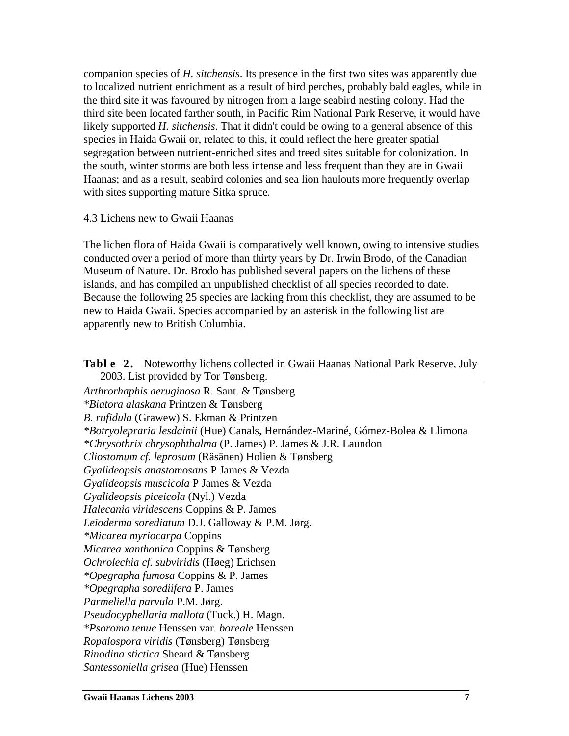companion species of *H. sitchensis*. Its presence in the first two sites was apparently due to localized nutrient enrichment as a result of bird perches, probably bald eagles, while in the third site it was favoured by nitrogen from a large seabird nesting colony. Had the third site been located farther south, in Pacific Rim National Park Reserve, it would have likely supported *H. sitchensis*. That it didn't could be owing to a general absence of this species in Haida Gwaii or, related to this, it could reflect the here greater spatial segregation between nutrient-enriched sites and treed sites suitable for colonization. In the south, winter storms are both less intense and less frequent than they are in Gwaii Haanas; and as a result, seabird colonies and sea lion haulouts more frequently overlap with sites supporting mature Sitka spruce.

### 4.3 Lichens new to Gwaii Haanas

The lichen flora of Haida Gwaii is comparatively well known, owing to intensive studies conducted over a period of more than thirty years by Dr. Irwin Brodo, of the Canadian Museum of Nature. Dr. Brodo has published several papers on the lichens of these islands, and has compiled an unpublished checklist of all species recorded to date. Because the following 25 species are lacking from this checklist, they are assumed to be new to Haida Gwaii. Species accompanied by an asterisk in the following list are apparently new to British Columbia.

**Table 2.** Noteworthy lichens collected in Gwaii Haanas National Park Reserve, July 2003. List provided by Tor Tønsberg.

*Arthrorhaphis aeruginosa* R. Sant. & Tønsberg
*Biatora alaskana* Printzen & Tønsberg (*)
*B. rufidula* (Grawew) S. Ekman & Printzen
*Botryolepraria lesdainii* (Hue) Canals, Hernández-Mariné, Gómez-Bolea & Llimona (*)
*Chrysothrix chrysophthalma* (P. James) P. James & J.R. Laundon (*)
*Cliostomum cf. leprosum* (Räsänen) Holien & Tønsberg
*Gyalideopsis anastomosans* P James & Vezda
*Gyalideopsis muscicola* P James & Vezda
*Gyalideopsis piceicola* (Nyl.) Vezda
*Halecania viridescens* Coppins & P. James
*Leioderma sorediatum* D.J. Galloway & P.M. Jørg.
*Micarea myriocarpa* Coppins (*)
*Micarea xanthonica* Coppins & Tønsberg
*Ochrolechia cf. subviridis* (Høeg) Erichsen
*Opegrapha fumosa* Coppins & P. James (*)
*Opegrapha sorediifera* P. James (*)
*Parmeliella parvula* P.M. Jørg.
*Pseudocyphellaria mallota* (Tuck.) H. Magn.
*Psoroma tenue* Henssen var. *boreale* Henssen (*)
*Ropalospora viridis* (Tønsberg) Tønsberg
*Rinodina stictica* Sheard & Tønsberg
*Santessoniella grisea* (Hue) Henssen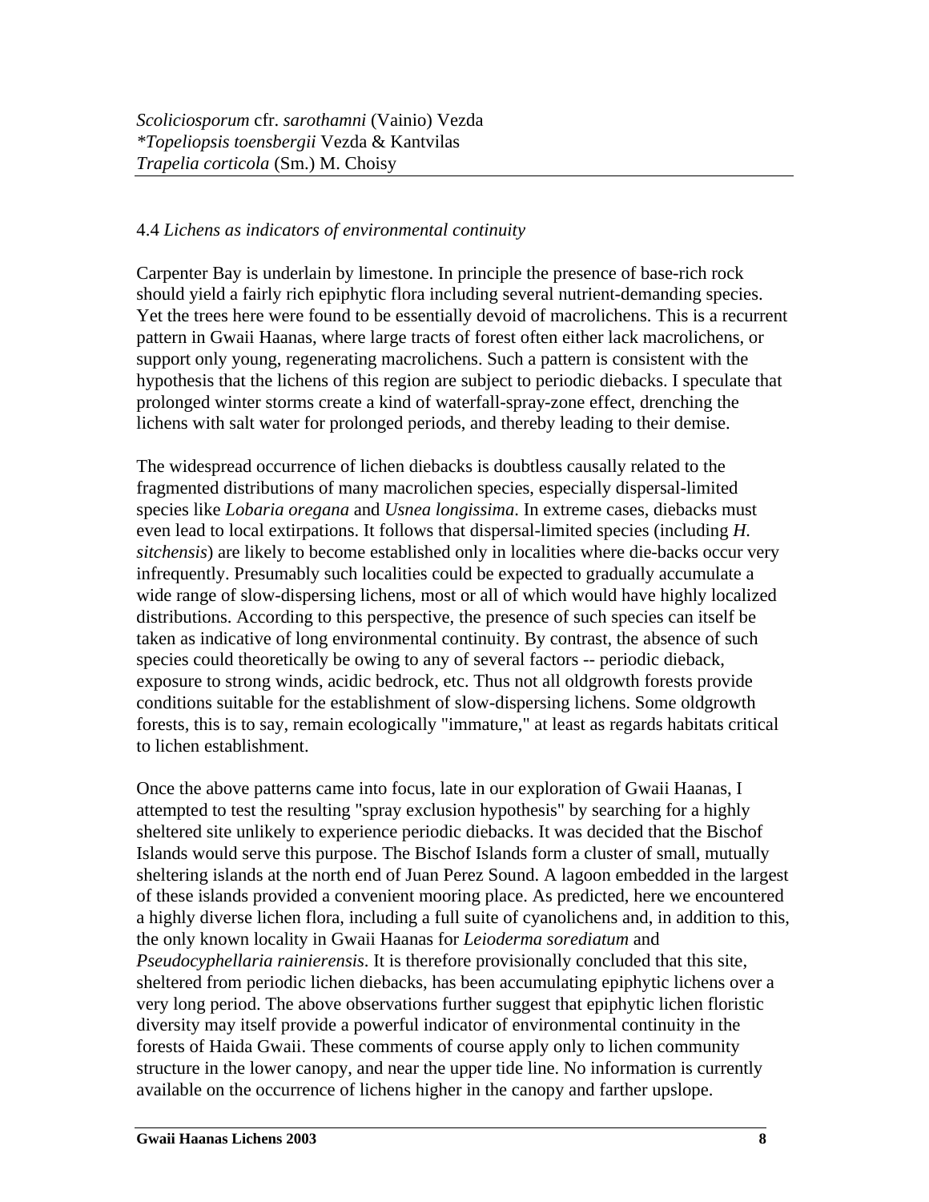*Scoliciosporum* cfr. *sarothamni* (Vainio) Vezda
**Topeliopsis toensbergii* Vezda & Kantvilas
*Trapelia corticola* (Sm.) M. Choisy

4.4 *Lichens as indicators of environmental continuity*

Carpenter Bay is underlain by limestone. In principle the presence of base-rich rock should yield a fairly rich epiphytic flora including several nutrient-demanding species. Yet the trees here were found to be essentially devoid of macrolichens. This is a recurrent pattern in Gwaii Haanas, where large tracts of forest often either lack macrolichens, or support only young, regenerating macrolichens. Such a pattern is consistent with the hypothesis that the lichens of this region are subject to periodic diebacks. I speculate that prolonged winter storms create a kind of waterfall-spray-zone effect, drenching the lichens with salt water for prolonged periods, and thereby leading to their demise.

The widespread occurrence of lichen diebacks is doubtless causally related to the fragmented distributions of many macrolichen species, especially dispersal-limited species like *Lobaria oregana* and *Usnea longissima*. In extreme cases, diebacks must even lead to local extirpations. It follows that dispersal-limited species (including *H. sitchensis*) are likely to become established only in localities where die-backs occur very infrequently. Presumably such localities could be expected to gradually accumulate a wide range of slow-dispersing lichens, most or all of which would have highly localized distributions. According to this perspective, the presence of such species can itself be taken as indicative of long environmental continuity. By contrast, the absence of such species could theoretically be owing to any of several factors -- periodic dieback, exposure to strong winds, acidic bedrock, etc. Thus not all oldgrowth forests provide conditions suitable for the establishment of slow-dispersing lichens. Some oldgrowth forests, this is to say, remain ecologically "immature," at least as regards habitats critical to lichen establishment.

Once the above patterns came into focus, late in our exploration of Gwaii Haanas, I attempted to test the resulting "spray exclusion hypothesis" by searching for a highly sheltered site unlikely to experience periodic diebacks. It was decided that the Bischof Islands would serve this purpose. The Bischof Islands form a cluster of small, mutually sheltering islands at the north end of Juan Perez Sound. A lagoon embedded in the largest of these islands provided a convenient mooring place. As predicted, here we encountered a highly diverse lichen flora, including a full suite of cyanolichens and, in addition to this, the only known locality in Gwaii Haanas for *Leioderma sorediatum* and *Pseudocyphellaria rainierensis*. It is therefore provisionally concluded that this site, sheltered from periodic lichen diebacks, has been accumulating epiphytic lichens over a very long period. The above observations further suggest that epiphytic lichen floristic diversity may itself provide a powerful indicator of environmental continuity in the forests of Haida Gwaii. These comments of course apply only to lichen community structure in the lower canopy, and near the upper tide line. No information is currently available on the occurrence of lichens higher in the canopy and farther upslope.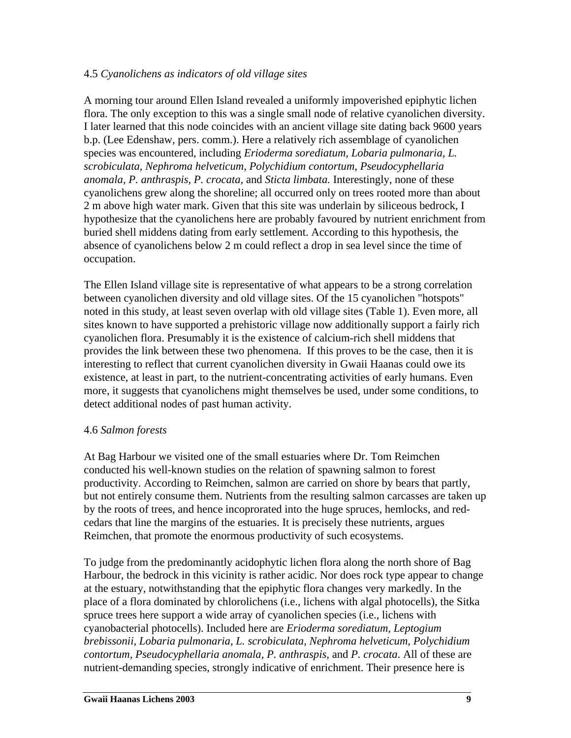### 4.5 *Cyanolichens as indicators of old village sites*

A morning tour around Ellen Island revealed a uniformly impoverished epiphytic lichen flora. The only exception to this was a single small node of relative cyanolichen diversity. I later learned that this node coincides with an ancient village site dating back 9600 years b.p. (Lee Edenshaw, pers. comm.). Here a relatively rich assemblage of cyanolichen species was encountered, including *Erioderma sorediatum, Lobaria pulmonaria, L. scrobiculata, Nephroma helveticum, Polychidium contortum, Pseudocyphellaria anomala, P. anthraspis, P. crocata,* and *Sticta limbata.* Interestingly, none of these cyanolichens grew along the shoreline; all occurred only on trees rooted more than about 2 m above high water mark. Given that this site was underlain by siliceous bedrock, I hypothesize that the cyanolichens here are probably favoured by nutrient enrichment from buried shell middens dating from early settlement. According to this hypothesis, the absence of cyanolichens below 2 m could reflect a drop in sea level since the time of occupation.

The Ellen Island village site is representative of what appears to be a strong correlation between cyanolichen diversity and old village sites. Of the 15 cyanolichen "hotspots" noted in this study, at least seven overlap with old village sites (Table 1). Even more, all sites known to have supported a prehistoric village now additionally support a fairly rich cyanolichen flora. Presumably it is the existence of calcium-rich shell middens that provides the link between these two phenomena. If this proves to be the case, then it is interesting to reflect that current cyanolichen diversity in Gwaii Haanas could owe its existence, at least in part, to the nutrient-concentrating activities of early humans. Even more, it suggests that cyanolichens might themselves be used, under some conditions, to detect additional nodes of past human activity.

### 4.6 *Salmon forests*

At Bag Harbour we visited one of the small estuaries where Dr. Tom Reimchen conducted his well-known studies on the relation of spawning salmon to forest productivity. According to Reimchen, salmon are carried on shore by bears that partly, but not entirely consume them. Nutrients from the resulting salmon carcasses are taken up by the roots of trees, and hence incoprorated into the huge spruces, hemlocks, and red-cedars that line the margins of the estuaries. It is precisely these nutrients, argues Reimchen, that promote the enormous productivity of such ecosystems.

To judge from the predominantly acidophytic lichen flora along the north shore of Bag Harbour, the bedrock in this vicinity is rather acidic. Nor does rock type appear to change at the estuary, notwithstanding that the epiphytic flora changes very markedly. In the place of a flora dominated by chlorolichens (i.e., lichens with algal photocells), the Sitka spruce trees here support a wide array of cyanolichen species (i.e., lichens with cyanobacterial photocells). Included here are *Erioderma sorediatum, Leptogium brebissonii, Lobaria pulmonaria, L. scrobiculata, Nephroma helveticum, Polychidium contortum, Pseudocyphellaria anomala, P. anthraspis*, and *P. crocata*. All of these are nutrient-demanding species, strongly indicative of enrichment. Their presence here is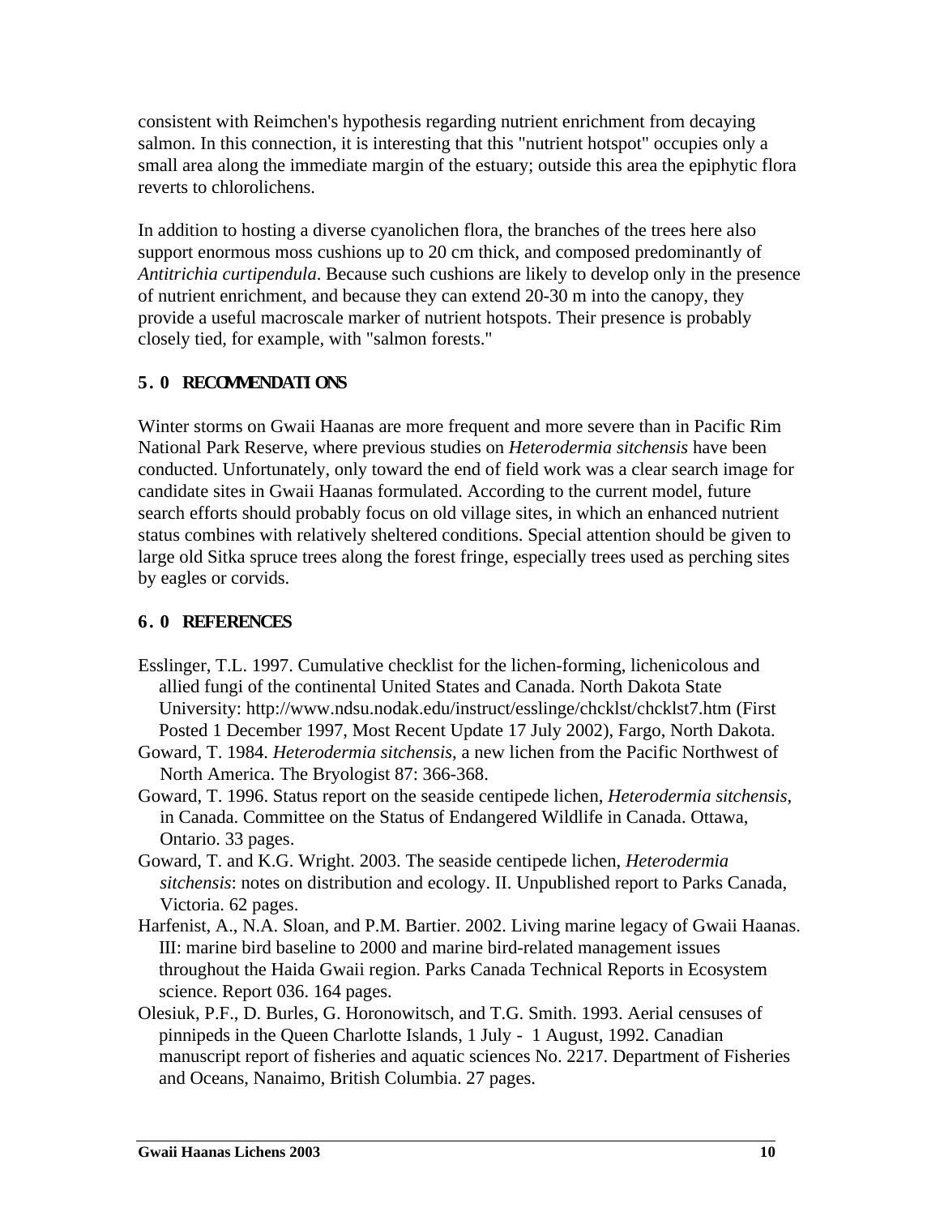consistent with Reimchen's hypothesis regarding nutrient enrichment from decaying salmon. In this connection, it is interesting that this "nutrient hotspot" occupies only a small area along the immediate margin of the estuary; outside this area the epiphytic flora reverts to chlorolichens.

In addition to hosting a diverse cyanolichen flora, the branches of the trees here also support enormous moss cushions up to 20 cm thick, and composed predominantly of *Antitrichia curtipendula*. Because such cushions are likely to develop only in the presence of nutrient enrichment, and because they can extend 20-30 m into the canopy, they provide a useful macroscale marker of nutrient hotspots. Their presence is probably closely tied, for example, with "salmon forests."

## 5.0 RECOMMENDATIONS

Winter storms on Gwaii Haanas are more frequent and more severe than in Pacific Rim National Park Reserve, where previous studies on *Heterodermia sitchensis* have been conducted. Unfortunately, only toward the end of field work was a clear search image for candidate sites in Gwaii Haanas formulated. According to the current model, future search efforts should probably focus on old village sites, in which an enhanced nutrient status combines with relatively sheltered conditions. Special attention should be given to large old Sitka spruce trees along the forest fringe, especially trees used as perching sites by eagles or corvids.

## 6.0 REFERENCES

Esslinger, T.L. 1997. Cumulative checklist for the lichen-forming, lichenicolous and allied fungi of the continental United States and Canada. North Dakota State University: http://www.ndsu.nodak.edu/instruct/esslinge/chcklst/chcklst7.htm (First Posted 1 December 1997, Most Recent Update 17 July 2002), Fargo, North Dakota.

Goward, T. 1984. *Heterodermia sitchensis*, a new lichen from the Pacific Northwest of North America. The Bryologist 87: 366-368.

Goward, T. 1996. Status report on the seaside centipede lichen, *Heterodermia sitchensis*, in Canada. Committee on the Status of Endangered Wildlife in Canada. Ottawa, Ontario. 33 pages.

Goward, T. and K.G. Wright. 2003. The seaside centipede lichen, *Heterodermia sitchensis*: notes on distribution and ecology. II. Unpublished report to Parks Canada, Victoria. 62 pages.

Harfenist, A., N.A. Sloan, and P.M. Bartier. 2002. Living marine legacy of Gwaii Haanas. III: marine bird baseline to 2000 and marine bird-related management issues throughout the Haida Gwaii region. Parks Canada Technical Reports in Ecosystem science. Report 036. 164 pages.

Olesiuk, P.F., D. Burles, G. Horonowitsch, and T.G. Smith. 1993. Aerial censuses of pinnipeds in the Queen Charlotte Islands, 1 July - 1 August, 1992. Canadian manuscript report of fisheries and aquatic sciences No. 2217. Department of Fisheries and Oceans, Nanaimo, British Columbia. 27 pages.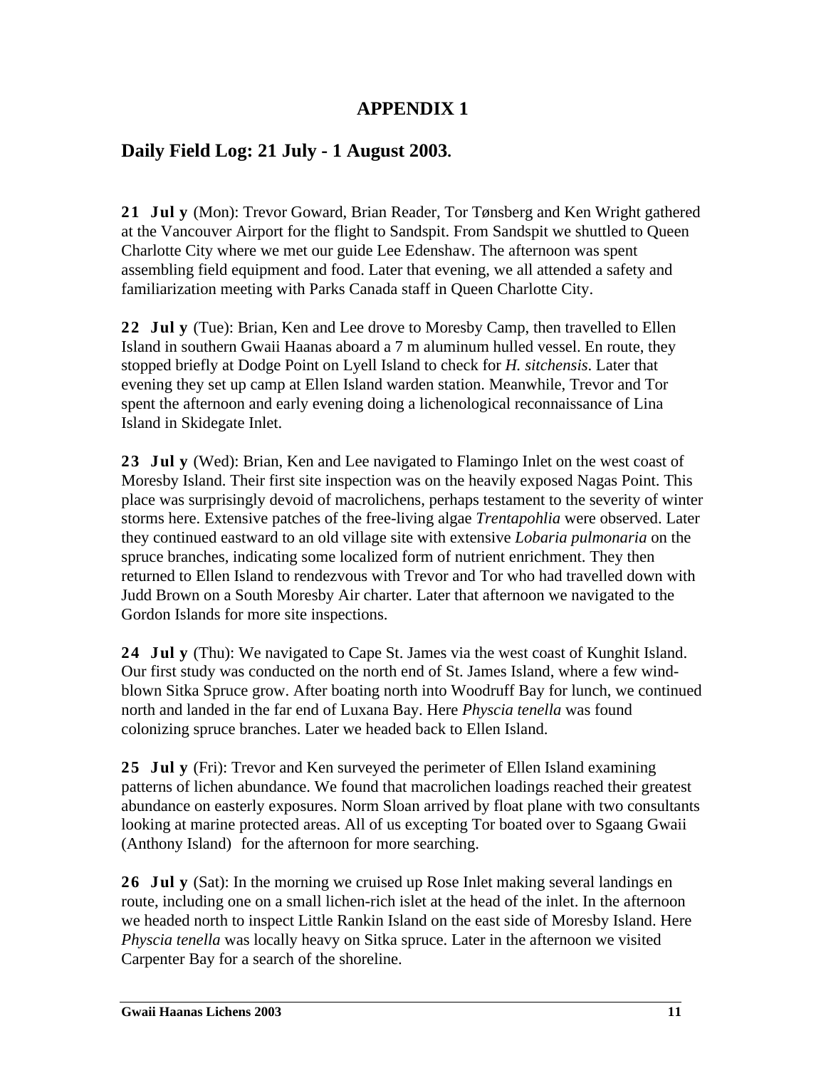# APPENDIX 1

## Daily Field Log: 21 July - 1 August 2003.

**21 July** (Mon): Trevor Goward, Brian Reader, Tor Tønsberg and Ken Wright gathered at the Vancouver Airport for the flight to Sandspit. From Sandspit we shuttled to Queen Charlotte City where we met our guide Lee Edenshaw. The afternoon was spent assembling field equipment and food. Later that evening, we all attended a safety and familiarization meeting with Parks Canada staff in Queen Charlotte City.

**22 July** (Tue): Brian, Ken and Lee drove to Moresby Camp, then travelled to Ellen Island in southern Gwaii Haanas aboard a 7 m aluminum hulled vessel. En route, they stopped briefly at Dodge Point on Lyell Island to check for *H. sitchensis*. Later that evening they set up camp at Ellen Island warden station. Meanwhile, Trevor and Tor spent the afternoon and early evening doing a lichenological reconnaissance of Lina Island in Skidegate Inlet.

**23 July** (Wed): Brian, Ken and Lee navigated to Flamingo Inlet on the west coast of Moresby Island. Their first site inspection was on the heavily exposed Nagas Point. This place was surprisingly devoid of macrolichens, perhaps testament to the severity of winter storms here. Extensive patches of the free-living algae *Trentapohlia* were observed. Later they continued eastward to an old village site with extensive *Lobaria pulmonaria* on the spruce branches, indicating some localized form of nutrient enrichment. They then returned to Ellen Island to rendezvous with Trevor and Tor who had travelled down with Judd Brown on a South Moresby Air charter. Later that afternoon we navigated to the Gordon Islands for more site inspections.

**24 July** (Thu): We navigated to Cape St. James via the west coast of Kunghit Island. Our first study was conducted on the north end of St. James Island, where a few wind-blown Sitka Spruce grow. After boating north into Woodruff Bay for lunch, we continued north and landed in the far end of Luxana Bay. Here *Physcia tenella* was found colonizing spruce branches. Later we headed back to Ellen Island.

**25 July** (Fri): Trevor and Ken surveyed the perimeter of Ellen Island examining patterns of lichen abundance. We found that macrolichen loadings reached their greatest abundance on easterly exposures. Norm Sloan arrived by float plane with two consultants looking at marine protected areas. All of us excepting Tor boated over to Sgaang Gwaii (Anthony Island) for the afternoon for more searching.

**26 July** (Sat): In the morning we cruised up Rose Inlet making several landings en route, including one on a small lichen-rich islet at the head of the inlet. In the afternoon we headed north to inspect Little Rankin Island on the east side of Moresby Island. Here *Physcia tenella* was locally heavy on Sitka spruce. Later in the afternoon we visited Carpenter Bay for a search of the shoreline.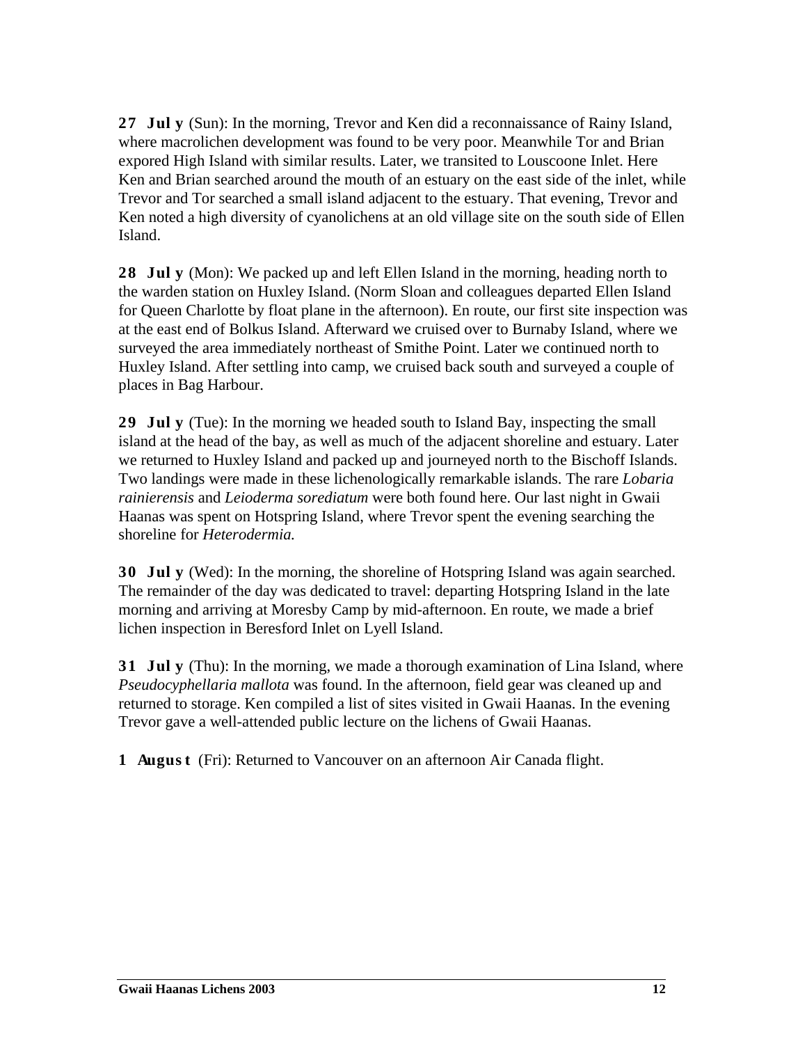**27 July** (Sun): In the morning, Trevor and Ken did a reconnaissance of Rainy Island, where macrolichen development was found to be very poor. Meanwhile Tor and Brian expored High Island with similar results. Later, we transited to Louscoone Inlet. Here Ken and Brian searched around the mouth of an estuary on the east side of the inlet, while Trevor and Tor searched a small island adjacent to the estuary. That evening, Trevor and Ken noted a high diversity of cyanolichens at an old village site on the south side of Ellen Island.

**28 July** (Mon): We packed up and left Ellen Island in the morning, heading north to the warden station on Huxley Island. (Norm Sloan and colleagues departed Ellen Island for Queen Charlotte by float plane in the afternoon). En route, our first site inspection was at the east end of Bolkus Island. Afterward we cruised over to Burnaby Island, where we surveyed the area immediately northeast of Smithe Point. Later we continued north to Huxley Island. After settling into camp, we cruised back south and surveyed a couple of places in Bag Harbour.

**29 July** (Tue): In the morning we headed south to Island Bay, inspecting the small island at the head of the bay, as well as much of the adjacent shoreline and estuary. Later we returned to Huxley Island and packed up and journeyed north to the Bischoff Islands. Two landings were made in these lichenologically remarkable islands. The rare *Lobaria rainierensis* and *Leioderma sorediatum* were both found here. Our last night in Gwaii Haanas was spent on Hotspring Island, where Trevor spent the evening searching the shoreline for *Heterodermia.*

**30 July** (Wed): In the morning, the shoreline of Hotspring Island was again searched. The remainder of the day was dedicated to travel: departing Hotspring Island in the late morning and arriving at Moresby Camp by mid-afternoon. En route, we made a brief lichen inspection in Beresford Inlet on Lyell Island.

**31 July** (Thu): In the morning, we made a thorough examination of Lina Island, where *Pseudocyphellaria mallota* was found. In the afternoon, field gear was cleaned up and returned to storage. Ken compiled a list of sites visited in Gwaii Haanas. In the evening Trevor gave a well-attended public lecture on the lichens of Gwaii Haanas.

**1 August** (Fri): Returned to Vancouver on an afternoon Air Canada flight.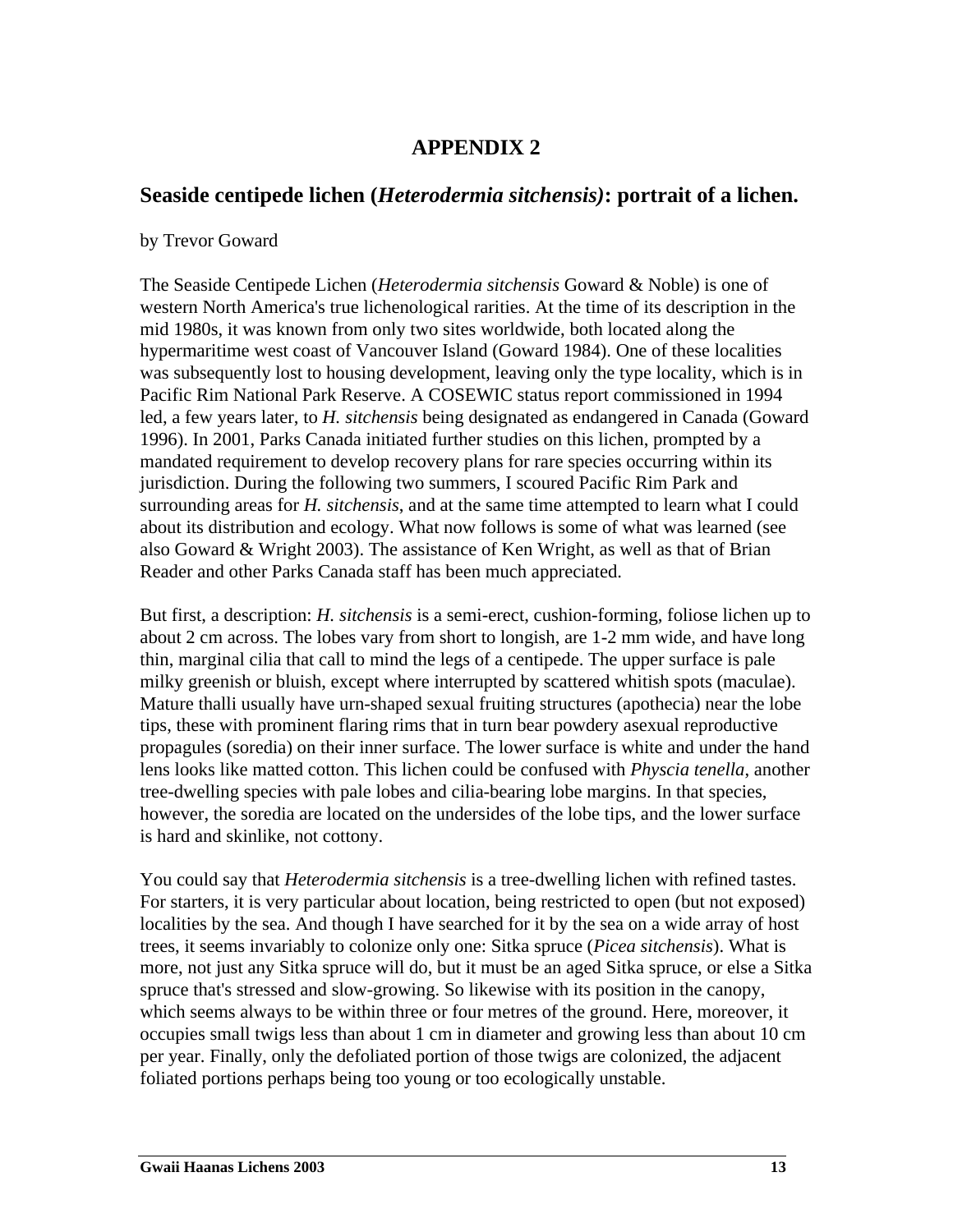# APPENDIX 2

## Seaside centipede lichen (*Heterodermia sitchensis)*: portrait of a lichen.

by Trevor Goward

The Seaside Centipede Lichen (*Heterodermia sitchensis* Goward & Noble) is one of western North America's true lichenological rarities. At the time of its description in the mid 1980s, it was known from only two sites worldwide, both located along the hypermaritime west coast of Vancouver Island (Goward 1984). One of these localities was subsequently lost to housing development, leaving only the type locality, which is in Pacific Rim National Park Reserve. A COSEWIC status report commissioned in 1994 led, a few years later, to *H. sitchensis* being designated as endangered in Canada (Goward 1996). In 2001, Parks Canada initiated further studies on this lichen, prompted by a mandated requirement to develop recovery plans for rare species occurring within its jurisdiction. During the following two summers, I scoured Pacific Rim Park and surrounding areas for *H. sitchensis*, and at the same time attempted to learn what I could about its distribution and ecology. What now follows is some of what was learned (see also Goward & Wright 2003). The assistance of Ken Wright, as well as that of Brian Reader and other Parks Canada staff has been much appreciated.

But first, a description: *H. sitchensis* is a semi-erect, cushion-forming, foliose lichen up to about 2 cm across. The lobes vary from short to longish, are 1-2 mm wide, and have long thin, marginal cilia that call to mind the legs of a centipede. The upper surface is pale milky greenish or bluish, except where interrupted by scattered whitish spots (maculae). Mature thalli usually have urn-shaped sexual fruiting structures (apothecia) near the lobe tips, these with prominent flaring rims that in turn bear powdery asexual reproductive propagules (soredia) on their inner surface. The lower surface is white and under the hand lens looks like matted cotton. This lichen could be confused with *Physcia tenella*, another tree-dwelling species with pale lobes and cilia-bearing lobe margins. In that species, however, the soredia are located on the undersides of the lobe tips, and the lower surface is hard and skinlike, not cottony.

You could say that *Heterodermia sitchensis* is a tree-dwelling lichen with refined tastes. For starters, it is very particular about location, being restricted to open (but not exposed) localities by the sea. And though I have searched for it by the sea on a wide array of host trees, it seems invariably to colonize only one: Sitka spruce (*Picea sitchensis*). What is more, not just any Sitka spruce will do, but it must be an aged Sitka spruce, or else a Sitka spruce that's stressed and slow-growing. So likewise with its position in the canopy, which seems always to be within three or four metres of the ground. Here, moreover, it occupies small twigs less than about 1 cm in diameter and growing less than about 10 cm per year. Finally, only the defoliated portion of those twigs are colonized, the adjacent foliated portions perhaps being too young or too ecologically unstable.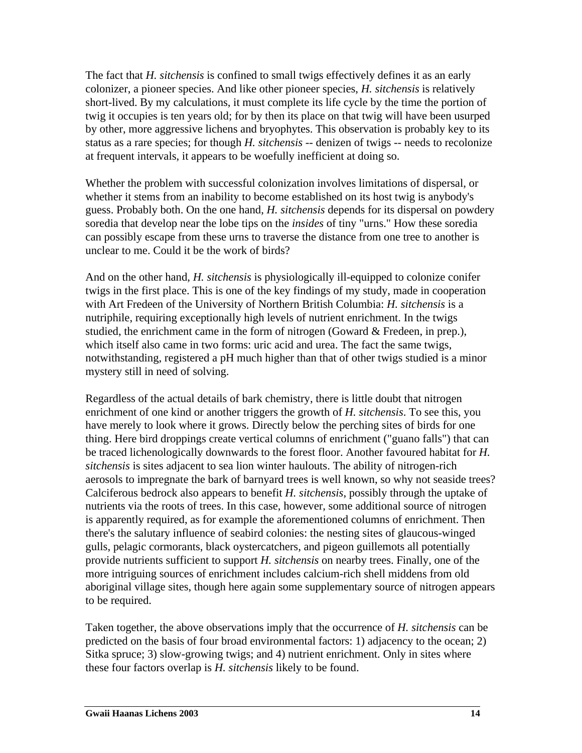The fact that *H. sitchensis* is confined to small twigs effectively defines it as an early colonizer, a pioneer species. And like other pioneer species, *H. sitchensis* is relatively short-lived. By my calculations, it must complete its life cycle by the time the portion of twig it occupies is ten years old; for by then its place on that twig will have been usurped by other, more aggressive lichens and bryophytes. This observation is probably key to its status as a rare species; for though *H. sitchensis* -- denizen of twigs -- needs to recolonize at frequent intervals, it appears to be woefully inefficient at doing so.

Whether the problem with successful colonization involves limitations of dispersal, or whether it stems from an inability to become established on its host twig is anybody's guess. Probably both. On the one hand, *H. sitchensis* depends for its dispersal on powdery soredia that develop near the lobe tips on the *insides* of tiny "urns." How these soredia can possibly escape from these urns to traverse the distance from one tree to another is unclear to me. Could it be the work of birds?

And on the other hand, *H. sitchensis* is physiologically ill-equipped to colonize conifer twigs in the first place. This is one of the key findings of my study, made in cooperation with Art Fredeen of the University of Northern British Columbia: *H. sitchensis* is a nutriphile, requiring exceptionally high levels of nutrient enrichment. In the twigs studied, the enrichment came in the form of nitrogen (Goward & Fredeen, in prep.), which itself also came in two forms: uric acid and urea. The fact the same twigs, notwithstanding, registered a pH much higher than that of other twigs studied is a minor mystery still in need of solving.

Regardless of the actual details of bark chemistry, there is little doubt that nitrogen enrichment of one kind or another triggers the growth of *H. sitchensis*. To see this, you have merely to look where it grows. Directly below the perching sites of birds for one thing. Here bird droppings create vertical columns of enrichment ("guano falls") that can be traced lichenologically downwards to the forest floor. Another favoured habitat for *H. sitchensis* is sites adjacent to sea lion winter haulouts. The ability of nitrogen-rich aerosols to impregnate the bark of barnyard trees is well known, so why not seaside trees? Calciferous bedrock also appears to benefit *H. sitchensis*, possibly through the uptake of nutrients via the roots of trees. In this case, however, some additional source of nitrogen is apparently required, as for example the aforementioned columns of enrichment. Then there's the salutary influence of seabird colonies: the nesting sites of glaucous-winged gulls, pelagic cormorants, black oystercatchers, and pigeon guillemots all potentially provide nutrients sufficient to support *H. sitchensis* on nearby trees. Finally, one of the more intriguing sources of enrichment includes calcium-rich shell middens from old aboriginal village sites, though here again some supplementary source of nitrogen appears to be required.

Taken together, the above observations imply that the occurrence of *H. sitchensis* can be predicted on the basis of four broad environmental factors: 1) adjacency to the ocean; 2) Sitka spruce; 3) slow-growing twigs; and 4) nutrient enrichment. Only in sites where these four factors overlap is *H. sitchensis* likely to be found.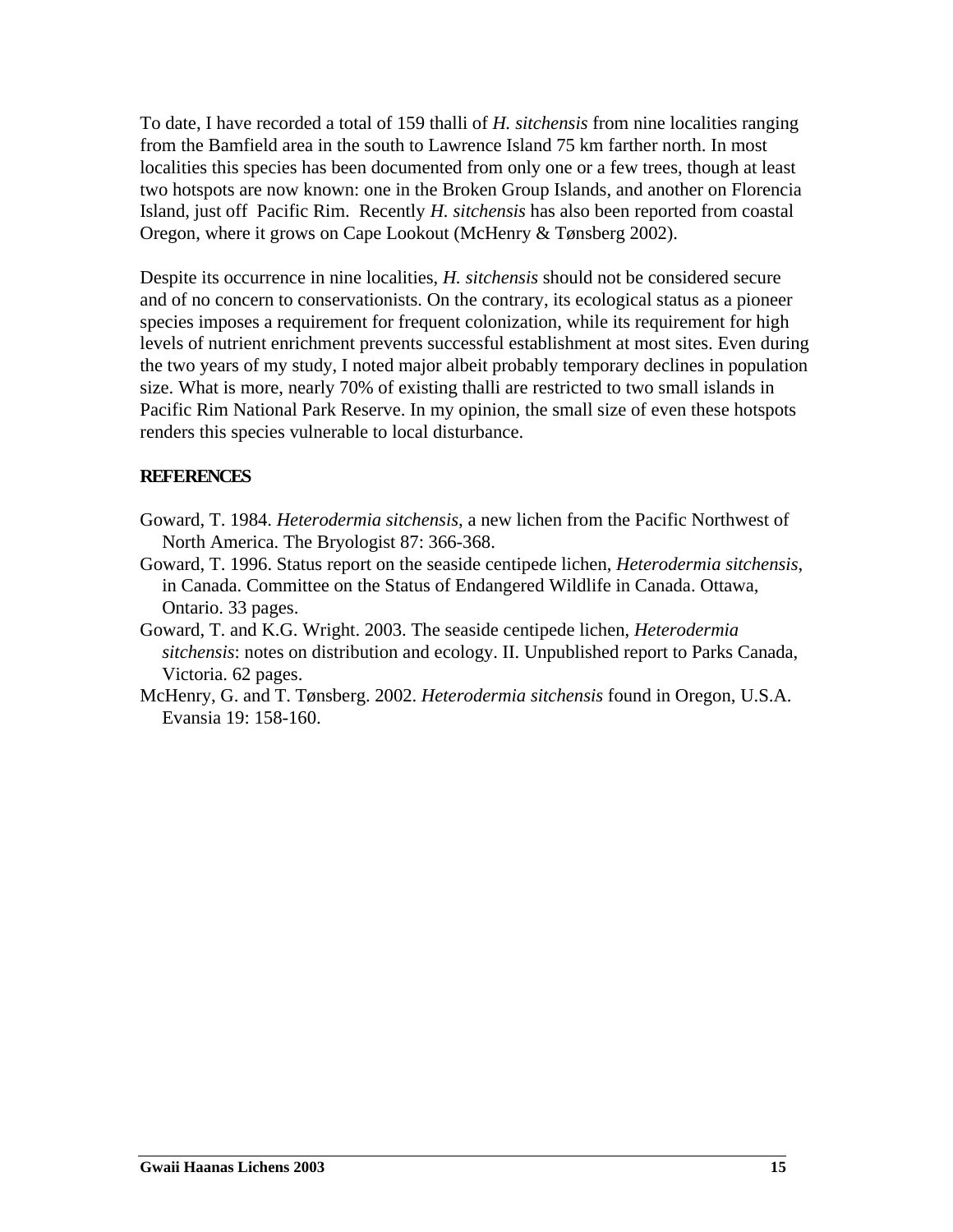To date, I have recorded a total of 159 thalli of *H. sitchensis* from nine localities ranging from the Bamfield area in the south to Lawrence Island 75 km farther north. In most localities this species has been documented from only one or a few trees, though at least two hotspots are now known: one in the Broken Group Islands, and another on Florencia Island, just off Pacific Rim. Recently *H. sitchensis* has also been reported from coastal Oregon, where it grows on Cape Lookout (McHenry & Tønsberg 2002).

Despite its occurrence in nine localities, *H. sitchensis* should not be considered secure and of no concern to conservationists. On the contrary, its ecological status as a pioneer species imposes a requirement for frequent colonization, while its requirement for high levels of nutrient enrichment prevents successful establishment at most sites. Even during the two years of my study, I noted major albeit probably temporary declines in population size. What is more, nearly 70% of existing thalli are restricted to two small islands in Pacific Rim National Park Reserve. In my opinion, the small size of even these hotspots renders this species vulnerable to local disturbance.

## REFERENCES

Goward, T. 1984. *Heterodermia sitchensis,* a new lichen from the Pacific Northwest of North America. The Bryologist 87: 366-368.

Goward, T. 1996. Status report on the seaside centipede lichen, *Heterodermia sitchensis*, in Canada. Committee on the Status of Endangered Wildlife in Canada. Ottawa, Ontario. 33 pages.

Goward, T. and K.G. Wright. 2003. The seaside centipede lichen, *Heterodermia sitchensis*: notes on distribution and ecology. II. Unpublished report to Parks Canada, Victoria. 62 pages.

McHenry, G. and T. Tønsberg. 2002. *Heterodermia sitchensis* found in Oregon, U.S.A. Evansia 19: 158-160.